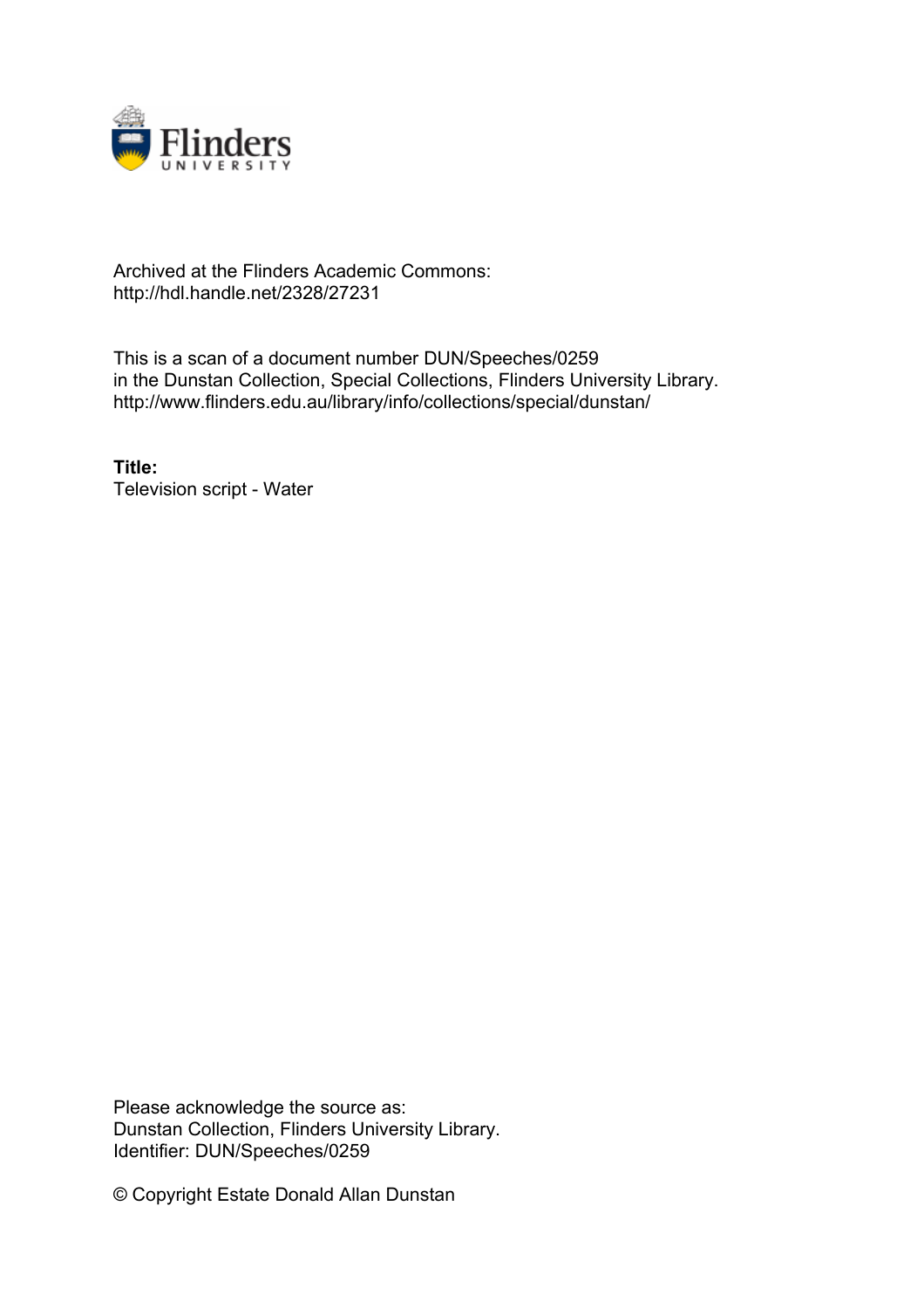Archived at the Flinders Academic Commons:
http://hdl.handle.net/2328/27231

This is a scan of a document number DUN/Speeches/0259
in the Dunstan Collection, Special Collections, Flinders University Library.
http://www.flinders.edu.au/library/info/collections/special/dunstan/

**Title:**
Television script - Water

Please acknowledge the source as:
Dunstan Collection, Flinders University Library.
Identifier: DUN/Speeches/0259

© Copyright Estate Donald Allan Dunstan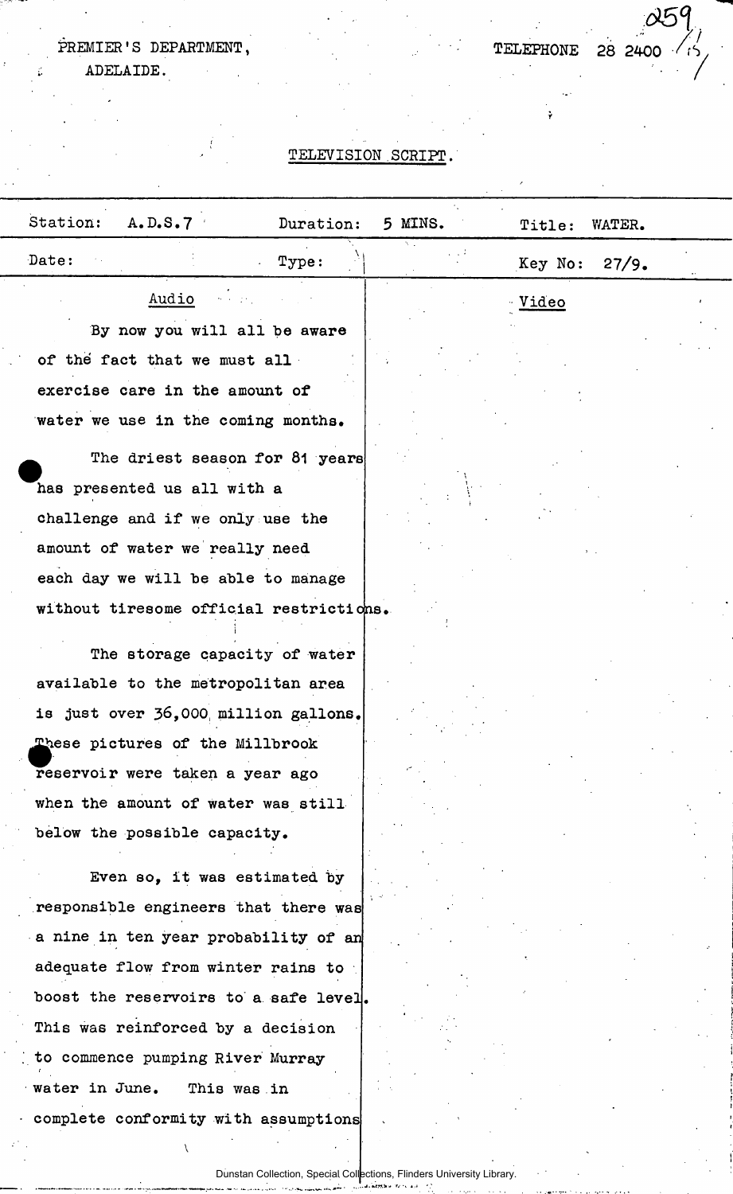PREMIER'S DEPARTMENT,
ADELAIDE.

TELEPHONE 28 2400

# TELEVISION SCRIPT.

| Station: A.D.S.7 | Duration: 5 MINS. | Title: WATER. |
|---|---|---|
| Date: | Type: | Key No: 27/9. |

| Audio | Video |
|---|---|
| By now you will all be aware of the fact that we must all exercise care in the amount of water we use in the coming months. | |
| The driest season for 81 years has presented us all with a challenge and if we only use the amount of water we really need each day we will be able to manage without tiresome official restrictions. | |
| The storage capacity of water available to the metropolitan area is just over 36,000 million gallons. These pictures of the Millbrook reservoir were taken a year ago when the amount of water was still below the possible capacity. | |
| Even so, it was estimated by responsible engineers that there was a nine in ten year probability of an adequate flow from winter rains to boost the reservoirs to a safe level. This was reinforced by a decision to commence pumping River Murray water in June. This was in complete conformity with assumptions | |

Dunstan Collection, Special Collections, Flinders University Library.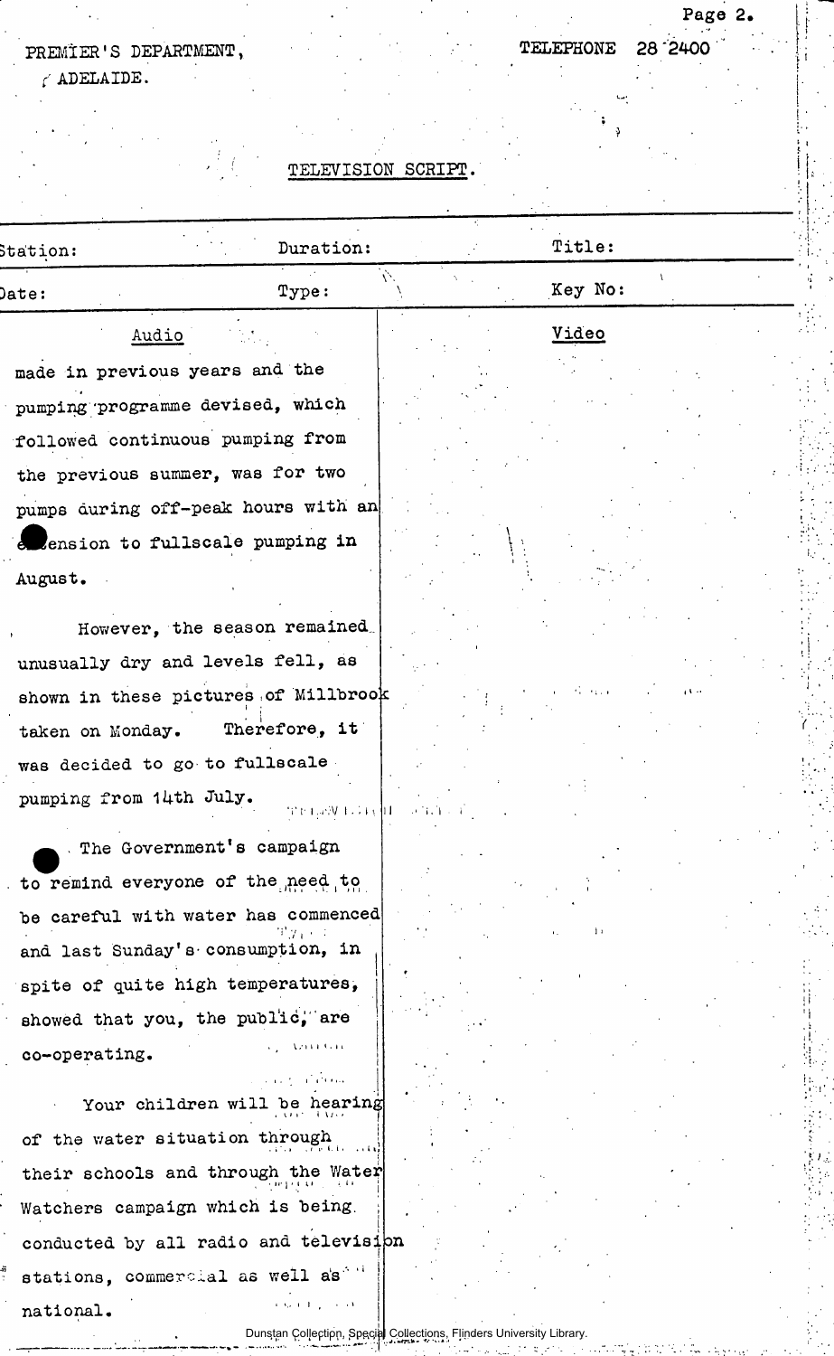PREMIER'S DEPARTMENT,
ADELAIDE.

TELEPHONE 28 2400

TELEVISION SCRIPT.

| Station: | Duration: | Title: |
|---|---|---|
| Date: | Type: | Key No: |

| Audio | Video |
|---|---|
| made in previous years and the pumping programme devised, which followed continuous pumping from the previous summer, was for two pumps during off-peak hours with an extension to fullscale pumping in August. | |
| However, the season remained unusually dry and levels fell, as shown in these pictures of Millbrook taken on Monday. Therefore, it was decided to go to fullscale pumping from 14th July. | |
| The Government's campaign to remind everyone of the need to be careful with water has commenced and last Sunday's consumption, in spite of quite high temperatures, showed that you, the public, are co-operating. | |
| Your children will be hearing of the water situation through their schools and through the Water Watchers campaign which is being conducted by all radio and television stations, commercial as well as national. | |

Dunstan Collection, Special Collections, Flinders University Library.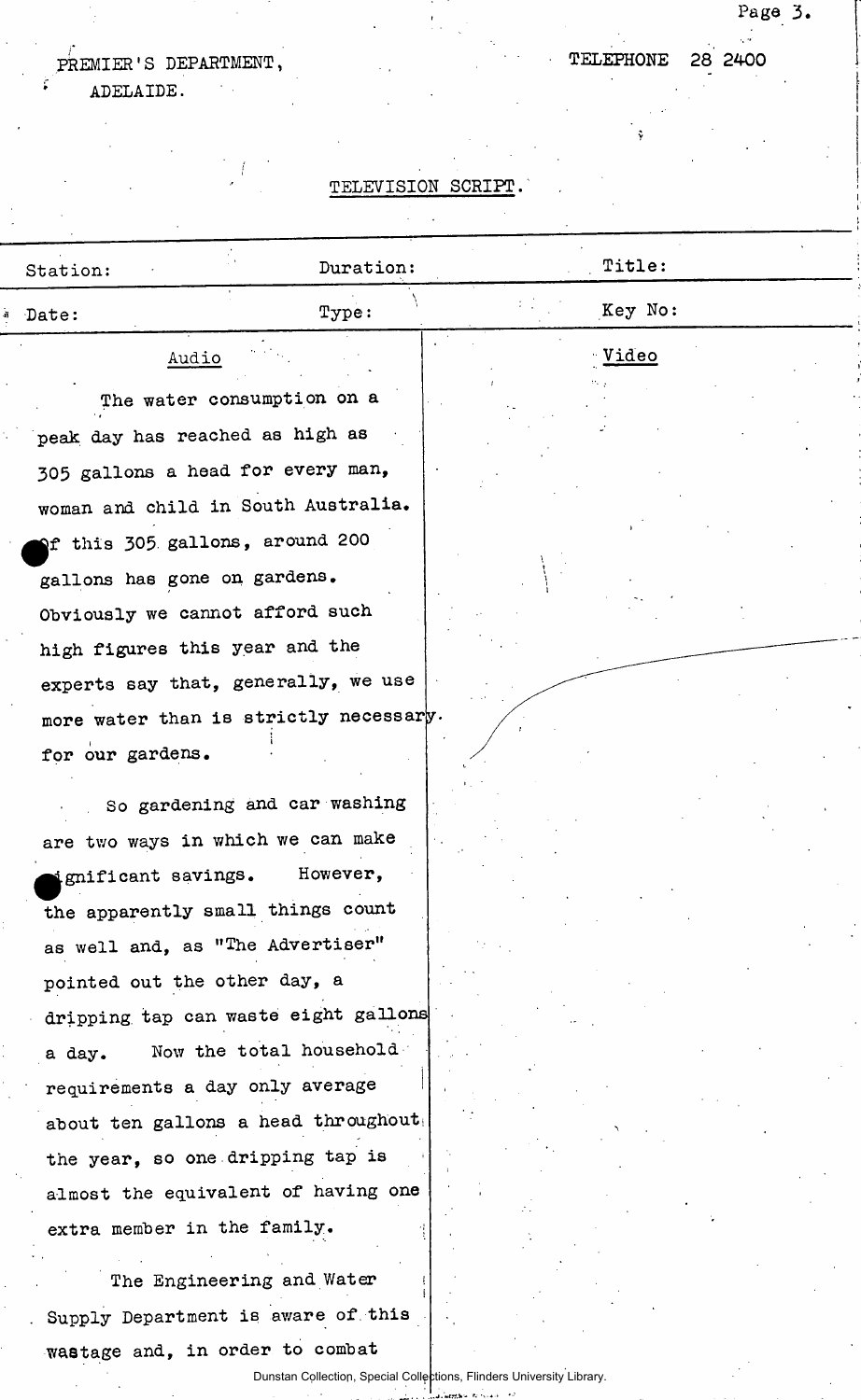PREMIER'S DEPARTMENT,
ADELAIDE.

TELEPHONE 28 2400

TELEVISION SCRIPT.

| Station: | Duration: | Title: |
| --- | --- | --- |
| Date: | Type: | Key No: |

| Audio | Video |
| --- | --- |
| The water consumption on a peak day has reached as high as 305 gallons a head for every man, woman and child in South Australia. Of this 305 gallons, around 200 gallons has gone on gardens. Obviously we cannot afford such high figures this year and the experts say that, generally, we use more water than is strictly necessary for our gardens. | |
| So gardening and car washing are two ways in which we can make significant savings. However, the apparently small things count as well and, as "The Advertiser" pointed out the other day, a dripping tap can waste eight gallons a day. Now the total household requirements a day only average about ten gallons a head throughout the year, so one dripping tap is almost the equivalent of having one extra member in the family. | |
| The Engineering and Water Supply Department is aware of this wastage and, in order to combat | |

Dunstan Collection, Special Collections, Flinders University Library.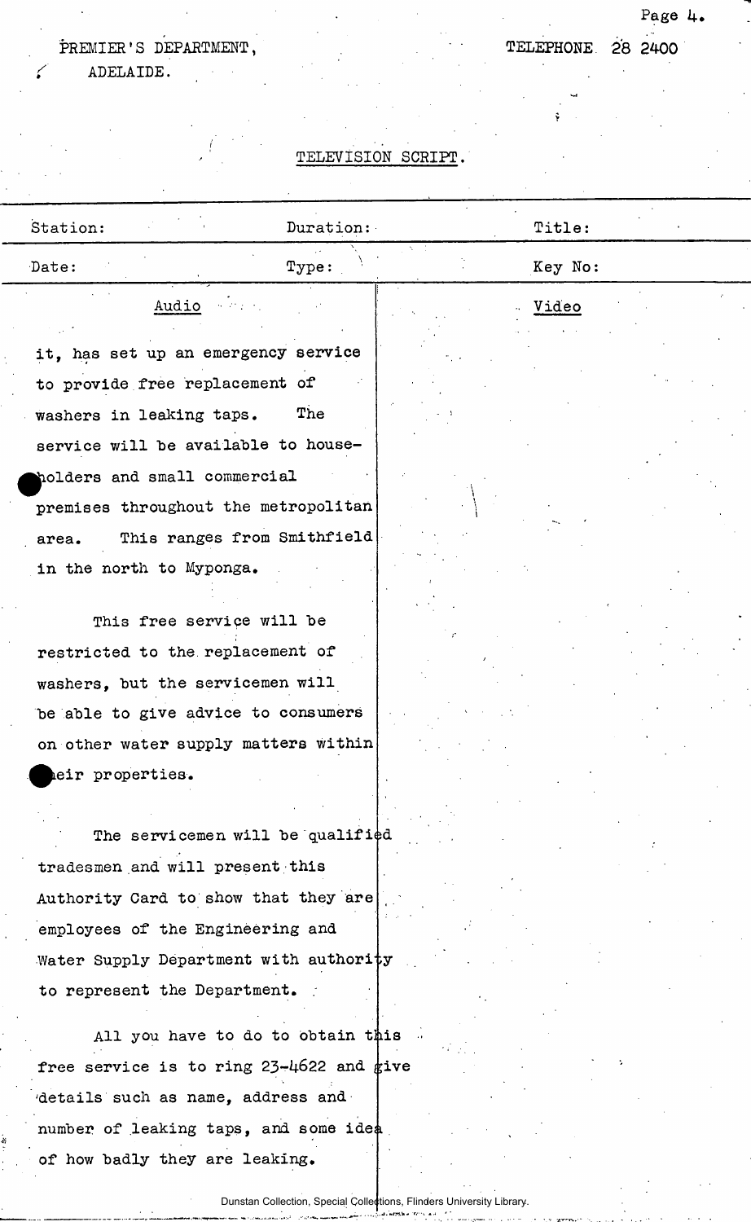PREMIER'S DEPARTMENT,
ADELAIDE.

TELEPHONE 28 2400

TELEVISION SCRIPT.

| Station: | Duration: | Title: |
|---|---|---|
| Date: | Type: | Key No: |

| Audio | Video |
|---|---|
| it, has set up an emergency service to provide free replacement of washers in leaking taps. The service will be available to householders and small commercial premises throughout the metropolitan area. This ranges from Smithfield in the north to Myponga. | |
| This free service will be restricted to the replacement of washers, but the servicemen will be able to give advice to consumers on other water supply matters within their properties. | |
| The servicemen will be qualified tradesmen and will present this Authority Card to show that they are employees of the Engineering and Water Supply Department with authority to represent the Department. | |
| All you have to do to obtain this free service is to ring 23-4622 and give details such as name, address and number of leaking taps, and some idea of how badly they are leaking. | |

Dunstan Collection, Special Collections, Flinders University Library.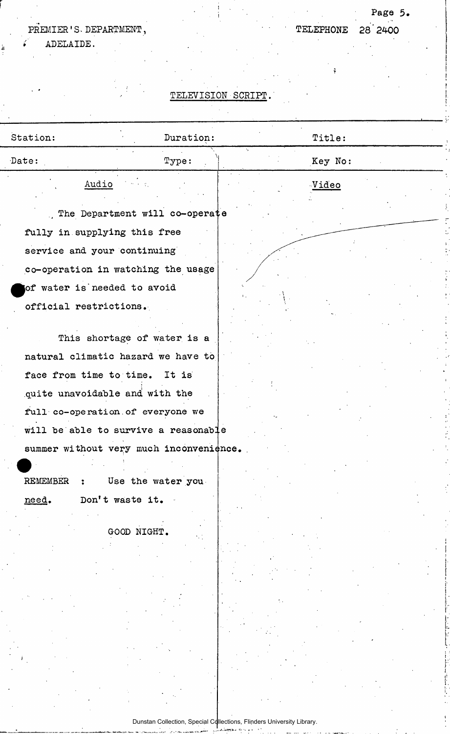PREMIER'S DEPARTMENT,
ADELAIDE.

TELEPHONE 28 2400

TELEVISION SCRIPT.

| Station: | Duration: | Title: |
|---|---|---|
| Date: | Type: | Key No: |

| Audio | Video |
|---|---|
| The Department will co-operate fully in supplying this free service and your continuing co-operation in watching the usage of water is needed to avoid official restrictions. | |
| This shortage of water is a natural climatic hazard we have to face from time to time. It is quite unavoidable and with the full co-operation of everyone we will be able to survive a reasonable summer without very much inconvenience. | |
| REMEMBER : Use the water you <u>need</u>. Don't waste it. | |
| GOOD NIGHT. | |

Dunstan Collection, Special Collections, Flinders University Library.